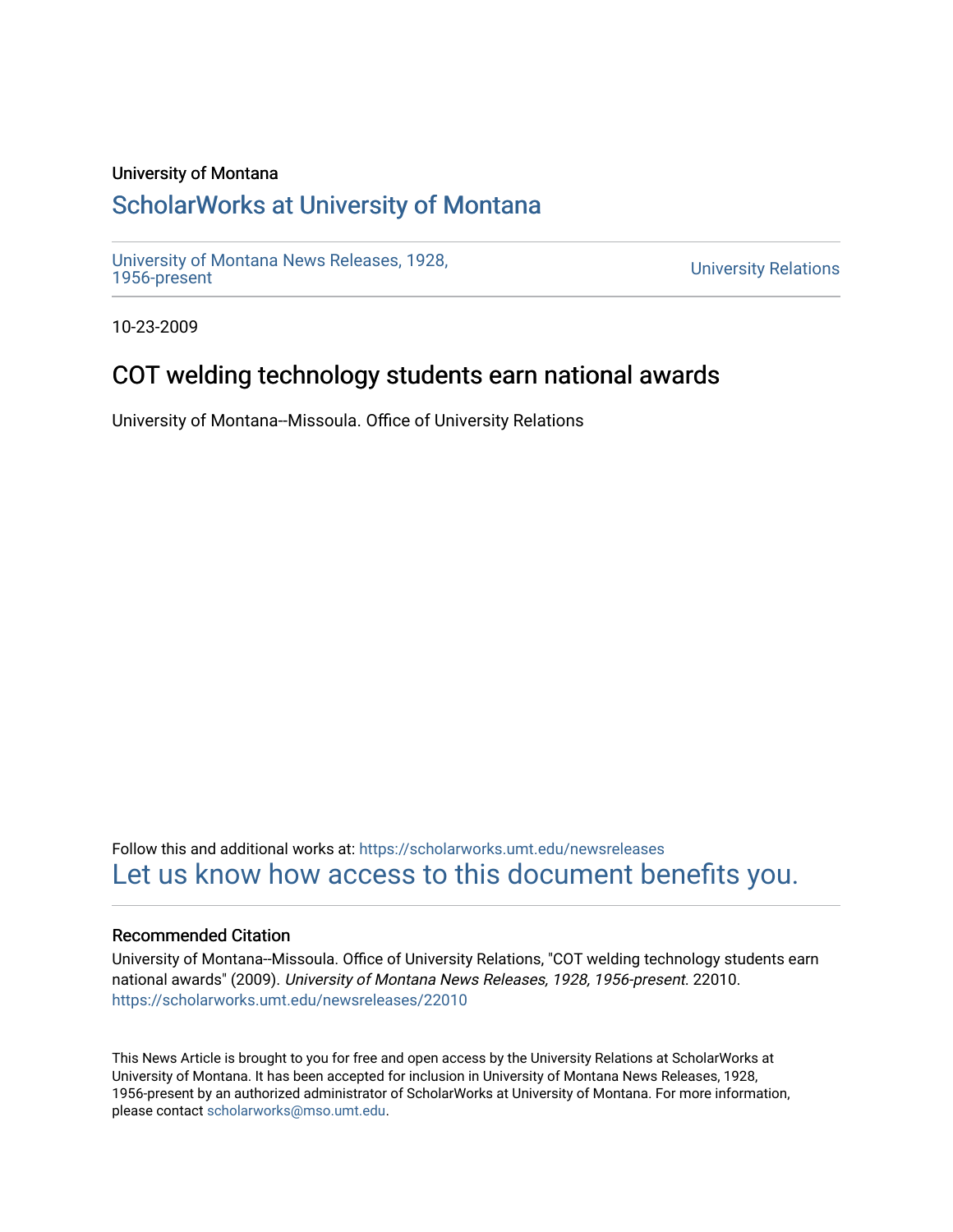University of Montana

# ScholarWorks at University of Montana

University of Montana News Releases, 1928, 1956-present

University Relations

10-23-2009

## COT welding technology students earn national awards

University of Montana--Missoula. Office of University Relations

Follow this and additional works at: https://scholarworks.umt.edu/newsreleases

Let us know how access to this document benefits you.

### Recommended Citation

University of Montana--Missoula. Office of University Relations, "COT welding technology students earn national awards" (2009). *University of Montana News Releases, 1928, 1956-present*. 22010. https://scholarworks.umt.edu/newsreleases/22010

This News Article is brought to you for free and open access by the University Relations at ScholarWorks at University of Montana. It has been accepted for inclusion in University of Montana News Releases, 1928, 1956-present by an authorized administrator of ScholarWorks at University of Montana. For more information, please contact scholarworks@mso.umt.edu.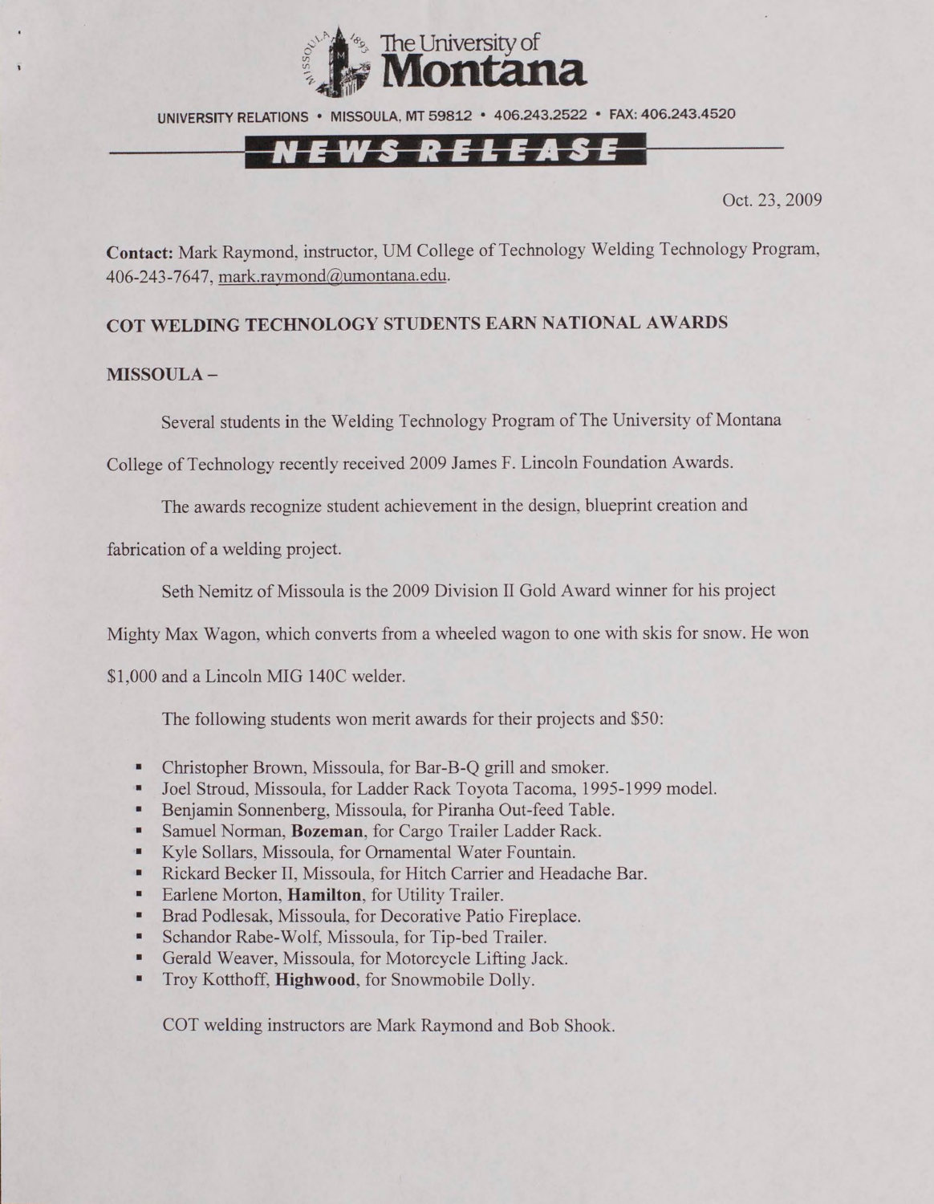The University of Montana

UNIVERSITY RELATIONS • MISSOULA, MT 59812 • 406.243.2522 • FAX: 406.243.4520

NEWS RELEASE

Oct. 23, 2009

**Contact:** Mark Raymond, instructor, UM College of Technology Welding Technology Program, 406-243-7647, mark.raymond@umontana.edu.

**COT WELDING TECHNOLOGY STUDENTS EARN NATIONAL AWARDS**

**MISSOULA –**

Several students in the Welding Technology Program of The University of Montana College of Technology recently received 2009 James F. Lincoln Foundation Awards.

The awards recognize student achievement in the design, blueprint creation and fabrication of a welding project.

Seth Nemitz of Missoula is the 2009 Division II Gold Award winner for his project Mighty Max Wagon, which converts from a wheeled wagon to one with skis for snow. He won $1,000 and a Lincoln MIG 140C welder.

The following students won merit awards for their projects and $50:

- Christopher Brown, Missoula, for Bar-B-Q grill and smoker.
- Joel Stroud, Missoula, for Ladder Rack Toyota Tacoma, 1995-1999 model.
- Benjamin Sonnenberg, Missoula, for Piranha Out-feed Table.
- Samuel Norman, **Bozeman**, for Cargo Trailer Ladder Rack.
- Kyle Sollars, Missoula, for Ornamental Water Fountain.
- Rickard Becker II, Missoula, for Hitch Carrier and Headache Bar.
- Earlene Morton, **Hamilton**, for Utility Trailer.
- Brad Podlesak, Missoula, for Decorative Patio Fireplace.
- Schandor Rabe-Wolf, Missoula, for Tip-bed Trailer.
- Gerald Weaver, Missoula, for Motorcycle Lifting Jack.
- Troy Kotthoff, **Highwood**, for Snowmobile Dolly.

COT welding instructors are Mark Raymond and Bob Shook.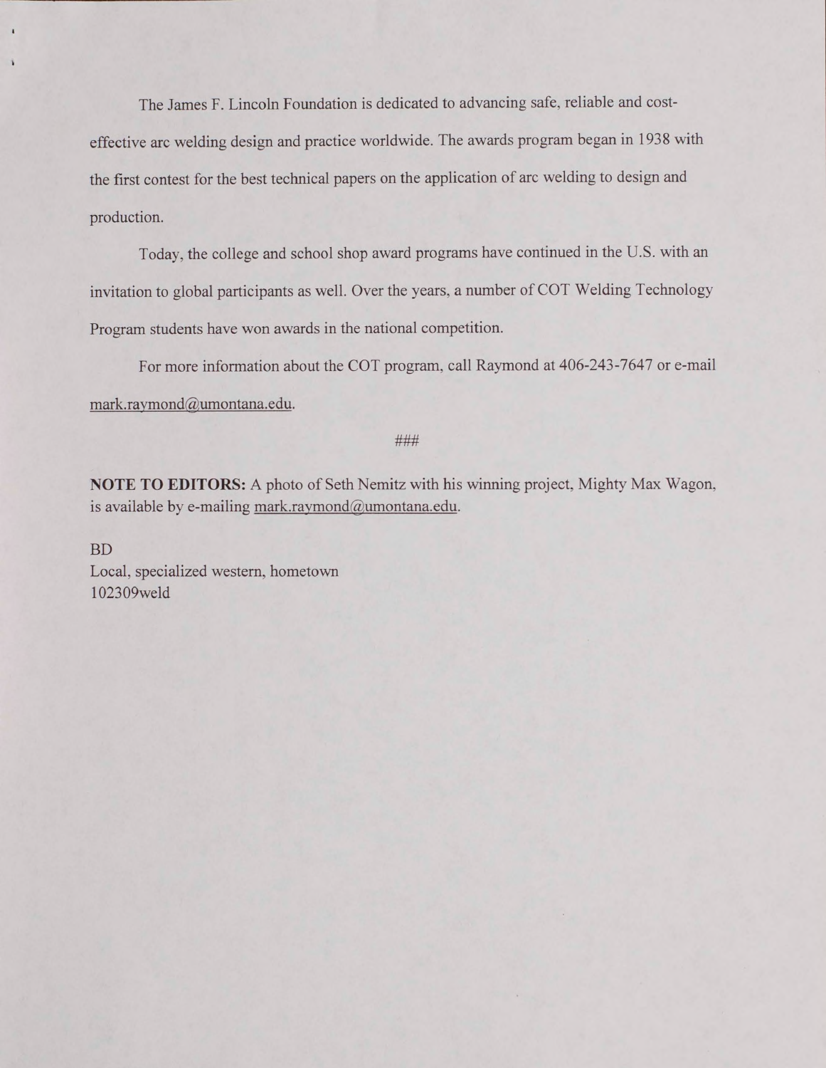The James F. Lincoln Foundation is dedicated to advancing safe, reliable and cost-effective arc welding design and practice worldwide. The awards program began in 1938 with the first contest for the best technical papers on the application of arc welding to design and production.

Today, the college and school shop award programs have continued in the U.S. with an invitation to global participants as well. Over the years, a number of COT Welding Technology Program students have won awards in the national competition.

For more information about the COT program, call Raymond at 406-243-7647 or e-mail mark.raymond@umontana.edu.

###

**NOTE TO EDITORS:** A photo of Seth Nemitz with his winning project, Mighty Max Wagon, is available by e-mailing mark.raymond@umontana.edu.

BD
Local, specialized western, hometown
102309weld